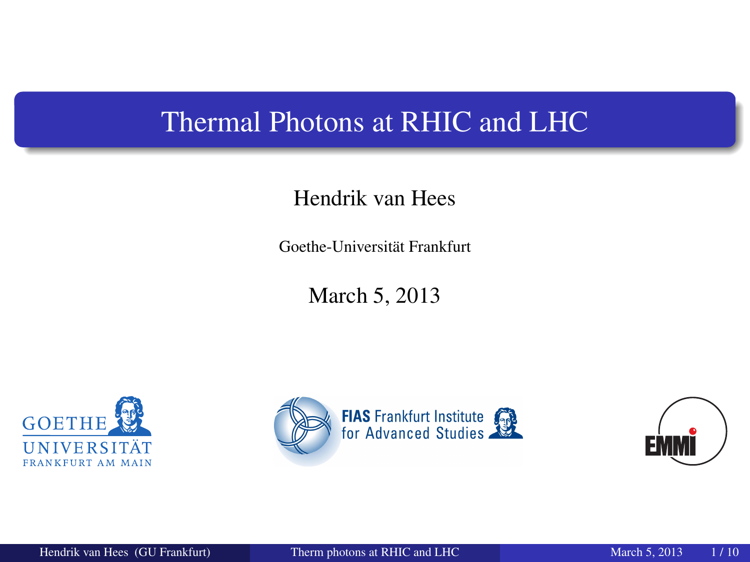# Thermal Photons at RHIC and LHC

Hendrik van Hees

Goethe-Universität Frankfurt

March 5, 2013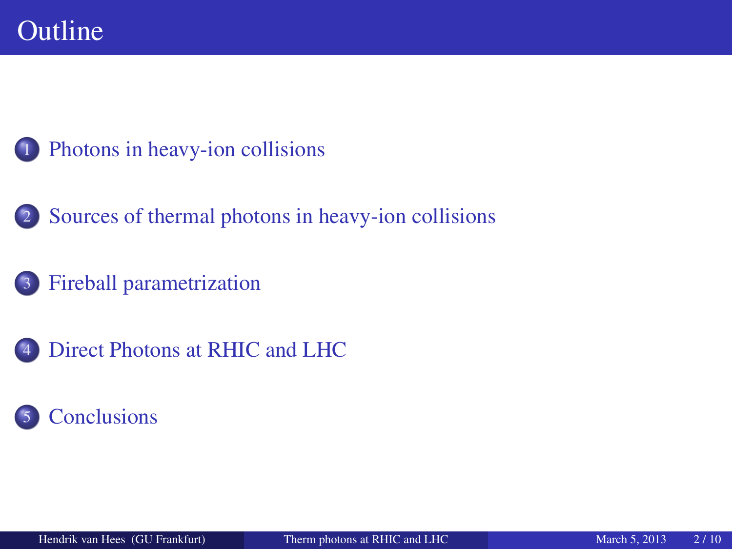# Outline

1. Photons in heavy-ion collisions
2. Sources of thermal photons in heavy-ion collisions
3. Fireball parametrization
4. Direct Photons at RHIC and LHC
5. Conclusions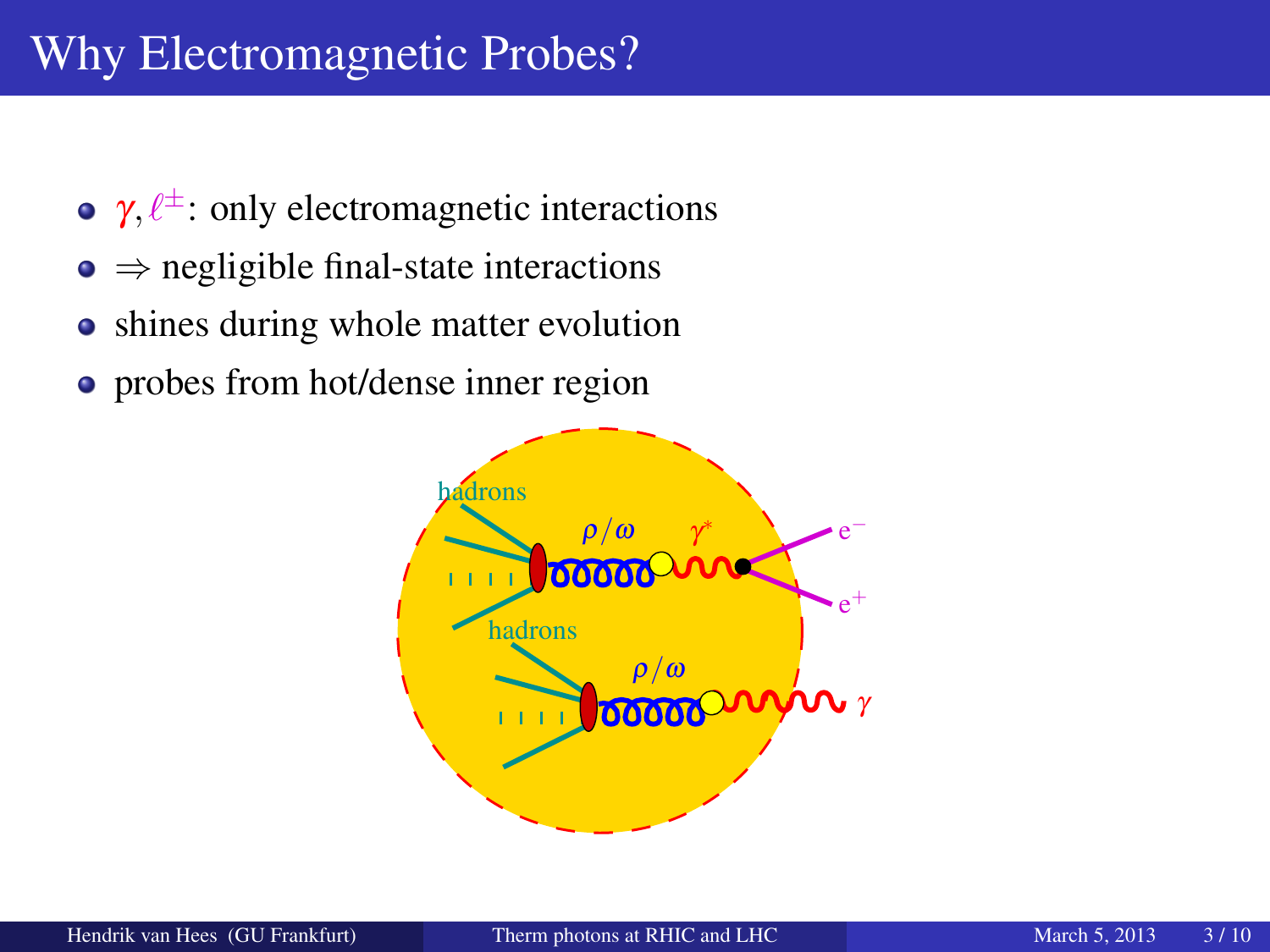# Why Electromagnetic Probes?

- $\gamma, \ell^{\pm}$: only electromagnetic interactions
- $\Rightarrow$ negligible final-state interactions
- shines during whole matter evolution
- probes from hot/dense inner region

hadrons

$\rho/\omega$

$\gamma^*$

$e^-$

$e^+$

hadrons

$\rho/\omega$

$\gamma$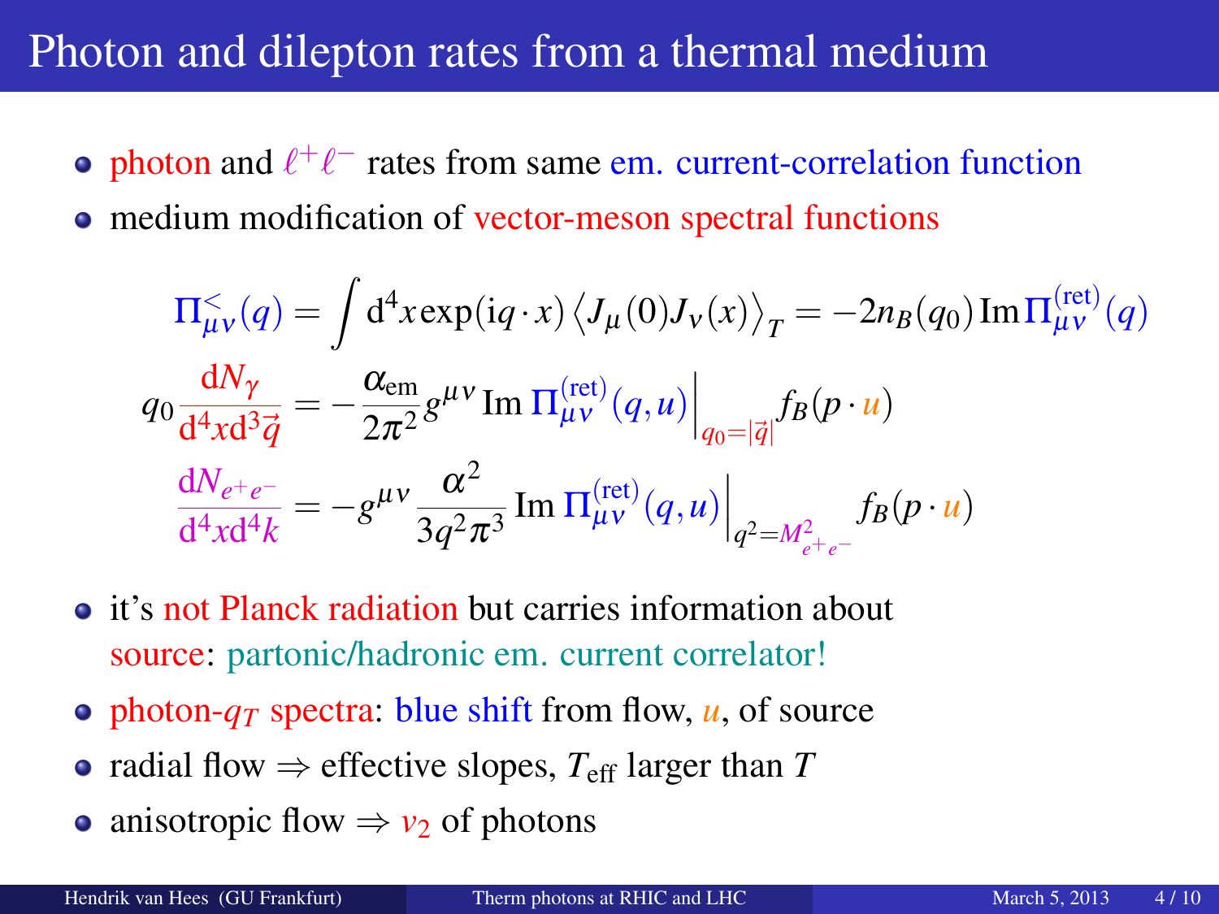# Photon and dilepton rates from a thermal medium

- photon and $\ell^+\ell^-$ rates from same em. current-correlation function
- medium modification of vector-meson spectral functions

$$\Pi^{<}_{\mu\nu}(q) = \int \mathrm{d}^4x \exp(\mathrm{i}q\cdot x)\left\langle J_\mu(0) J_\nu(x)\right\rangle_T = -2 n_B(q_0) \operatorname{Im}\Pi^{(\text{ret})}_{\mu\nu}(q)$$

$$q_0 \frac{\mathrm{d}N_\gamma}{\mathrm{d}^4x \mathrm{d}^3\vec{q}} = -\frac{\alpha_{\text{em}}}{2\pi^2} g^{\mu\nu} \operatorname{Im}\Pi^{(\text{ret})}_{\mu\nu}(q,u)\Big|_{q_0=|\vec{q}|} f_B(p\cdot u)$$

$$\frac{\mathrm{d}N_{e^+e^-}}{\mathrm{d}^4x \mathrm{d}^4k} = -g^{\mu\nu} \frac{\alpha^2}{3q^2\pi^3} \operatorname{Im}\Pi^{(\text{ret})}_{\mu\nu}(q,u)\Big|_{q^2=M^2_{e^+e^-}} f_B(p\cdot u)$$

- it's not Planck radiation but carries information about source: partonic/hadronic em. current correlator!
- photon-$q_T$ spectra: blue shift from flow, $u$, of source
- radial flow $\Rightarrow$ effective slopes, $T_{\text{eff}}$ larger than $T$
- anisotropic flow $\Rightarrow$ $v_2$ of photons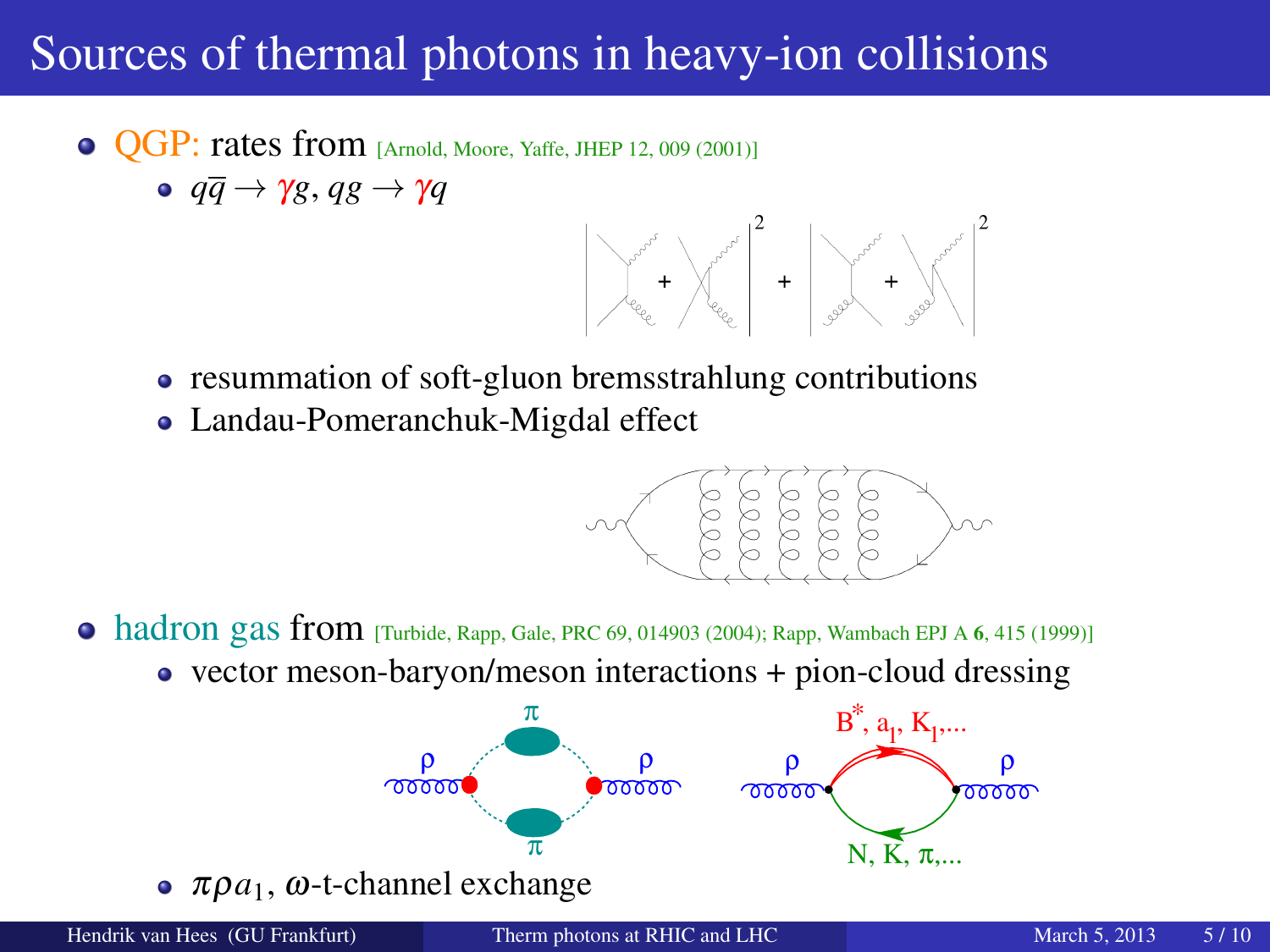# Sources of thermal photons in heavy-ion collisions

- QGP: rates from [Arnold, Moore, Yaffe, JHEP 12, 009 (2001)]
  - $q\overline{q} \to \gamma g$, $qg \to \gamma q$
  - resummation of soft-gluon bremsstrahlung contributions
  - Landau-Pomeranchuk-Migdal effect
- hadron gas from [Turbide, Rapp, Gale, PRC 69, 014903 (2004); Rapp, Wambach EPJ A **6**, 415 (1999)]
  - vector meson-baryon/meson interactions + pion-cloud dressing
  - $\pi\rho a_1$, $\omega$-t-channel exchange

π

ρ

ρ

π

B*, a1, K1,...

ρ

ρ

N, K, π,...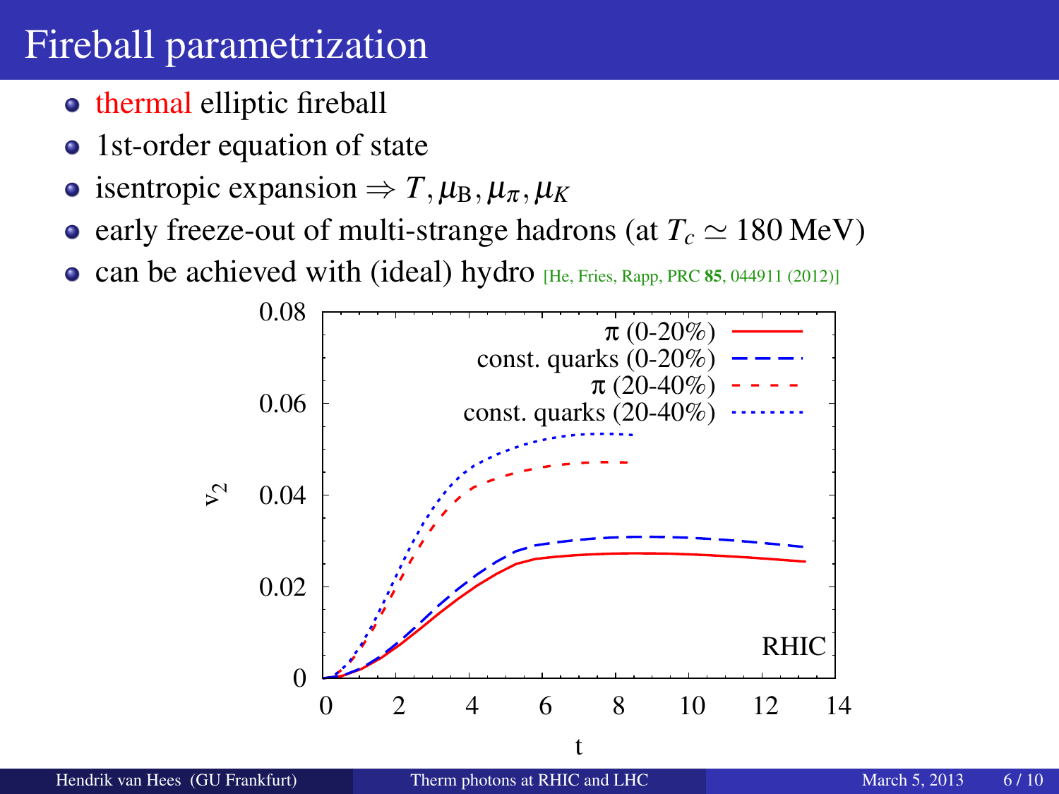# Fireball parametrization

- thermal elliptic fireball
- 1st-order equation of state
- isentropic expansion $\Rightarrow T, \mu_{\mathrm{B}}, \mu_{\pi}, \mu_{K}$
- early freeze-out of multi-strange hadrons (at $T_c \simeq 180\,\mathrm{MeV}$)
- can be achieved with (ideal) hydro [He, Fries, Rapp, PRC **85**, 044911 (2012)]

π (0-20%)
const. quarks (0-20%)
π (20-40%)
const. quarks (20-40%)
RHIC
$v_2$
0 0.02 0.04 0.06 0.08
t
0 2 4 6 8 10 12 14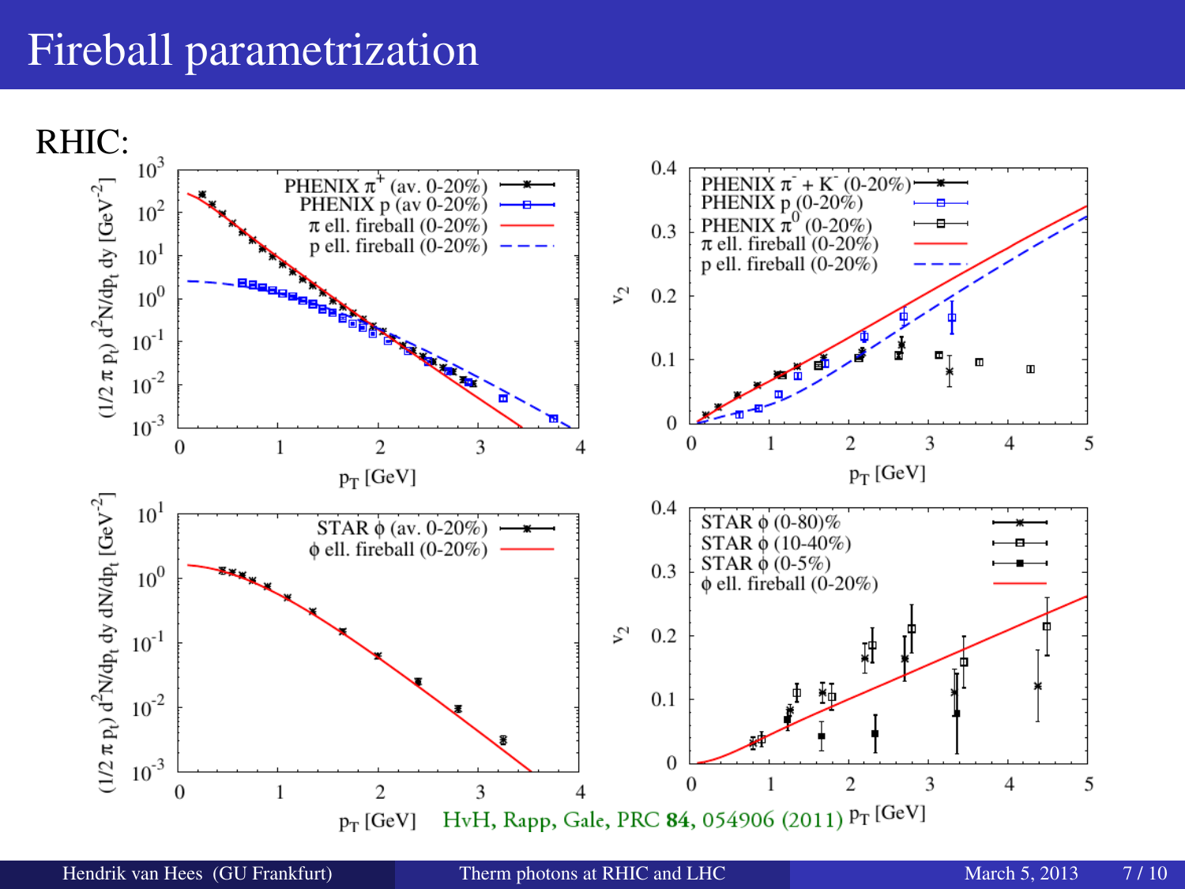# Fireball parametrization

RHIC:

$10^{3}$
$10^{2}$
$10^{1}$
$10^{0}$
$10^{-1}$
$10^{-2}$
$10^{-3}$
$(1/2\pi p_t)\, d^2N/dp_t\, dy\ [\mathrm{GeV}^{-2}]$
0 1 2 3 4
$p_T$ [GeV]
PHENIX $\pi^+$ (av. 0-20%)
PHENIX p (av 0-20%)
$\pi$ ell. fireball (0-20%)
p ell. fireball (0-20%)

0.4
0.3
0.2
0.1
0
$v_2$
0 1 2 3 4 5
$p_T$ [GeV]
PHENIX $\pi^- + K^-$ (0-20%)
PHENIX p (0-20%)
PHENIX $\pi^0$ (0-20%)
$\pi$ ell. fireball (0-20%)
p ell. fireball (0-20%)

$10^{1}$
$10^{0}$
$10^{-1}$
$10^{-2}$
$10^{-3}$
$(1/2\pi p_t)\, d^2N/dp_t\, dy\ dN/dp_t\ [\mathrm{GeV}^{-2}]$
0 1 2 3 4
$p_T$ [GeV]
STAR $\phi$ (av. 0-20%)
$\phi$ ell. fireball (0-20%)

0.4
0.3
0.2
0.1
0
$v_2$
0 1 2 3 4 5
$p_T$ [GeV]
STAR $\phi$ (0-80)%
STAR $\phi$ (10-40%)
STAR $\phi$ (0-5%)
$\phi$ ell. fireball (0-20%)

HvH, Rapp, Gale, PRC **84**, 054906 (2011)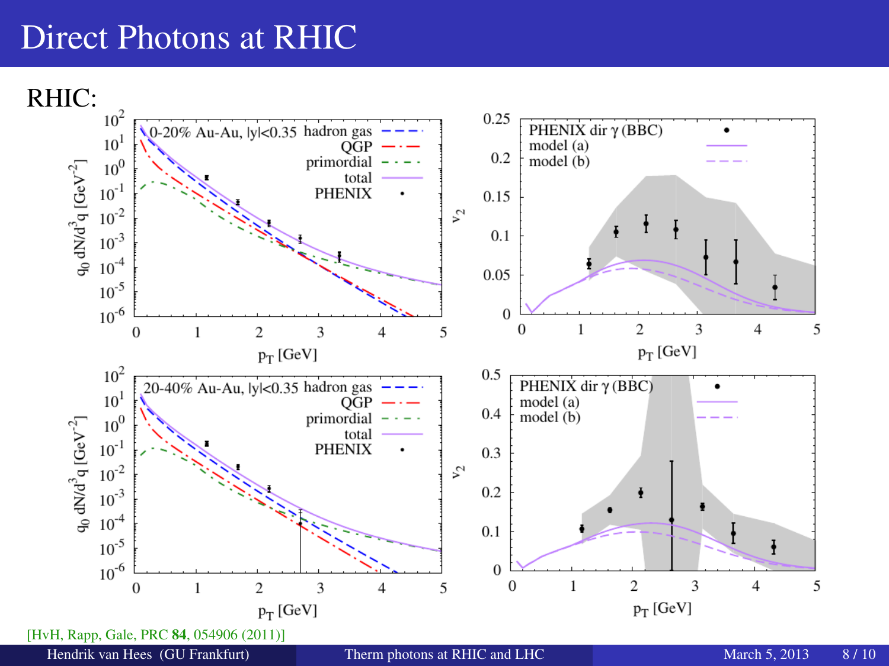# Direct Photons at RHIC

RHIC:

0-20% Au-Au, |y|<0.35
hadron gas
QGP
primordial
total
PHENIX

$q_0\, dN/d^3q$ [GeV$^{-2}$]

$10^{2}$
$10^{1}$
$10^{0}$
$10^{-1}$
$10^{-2}$
$10^{-3}$
$10^{-4}$
$10^{-5}$
$10^{-6}$

0 1 2 3 4 5

$p_T$ [GeV]

PHENIX dir γ (BBC)
model (a)
model (b)

$v_2$

0.25
0.2
0.15
0.1
0.05
0

0 1 2 3 4 5

$p_T$ [GeV]

20-40% Au-Au, |y|<0.35
hadron gas
QGP
primordial
total
PHENIX

$q_0\, dN/d^3q$ [GeV$^{-2}$]

$10^{2}$
$10^{1}$
$10^{0}$
$10^{-1}$
$10^{-2}$
$10^{-3}$
$10^{-4}$
$10^{-5}$
$10^{-6}$

0 1 2 3 4 5

$p_T$ [GeV]

PHENIX dir γ (BBC)
model (a)
model (b)

$v_2$

0.5
0.4
0.3
0.2
0.1
0

0 1 2 3 4 5

$p_T$ [GeV]

[HvH, Rapp, Gale, PRC **84**, 054906 (2011)]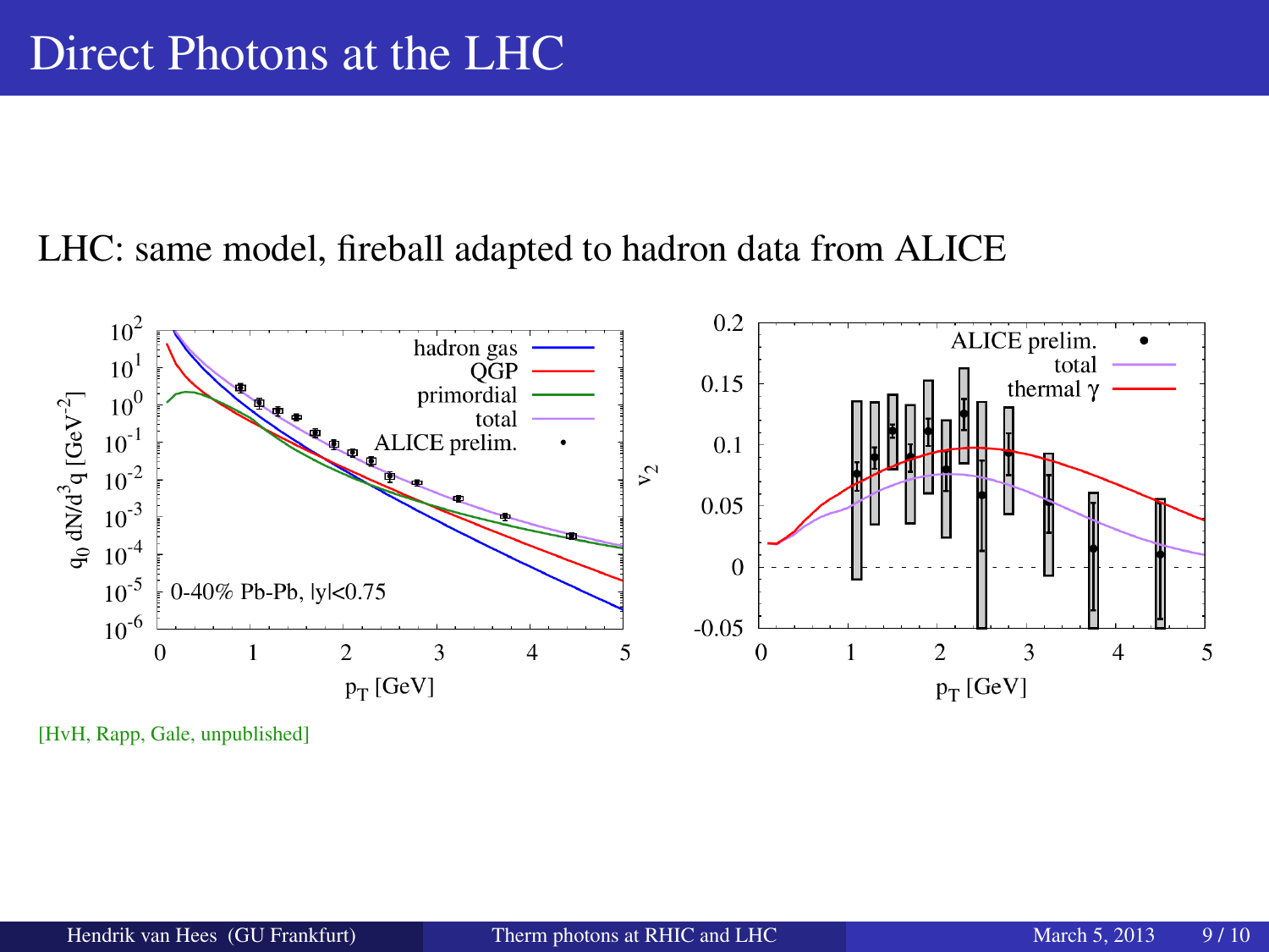# Direct Photons at the LHC

LHC: same model, fireball adapted to hadron data from ALICE

$q_0\, dN/d^3q$ [GeV$^{-2}$]

$10^2$
$10^1$
$10^0$
$10^{-1}$
$10^{-2}$
$10^{-3}$
$10^{-4}$
$10^{-5}$
$10^{-6}$

0 1 2 3 4 5

$p_T$ [GeV]

hadron gas
QGP
primordial
total
ALICE prelim.

0-40% Pb-Pb, |y|<0.75

$v_2$

0.2
0.15
0.1
0.05
0
-0.05

0 1 2 3 4 5

$p_T$ [GeV]

ALICE prelim.
total
thermal $\gamma$

[HvH, Rapp, Gale, unpublished]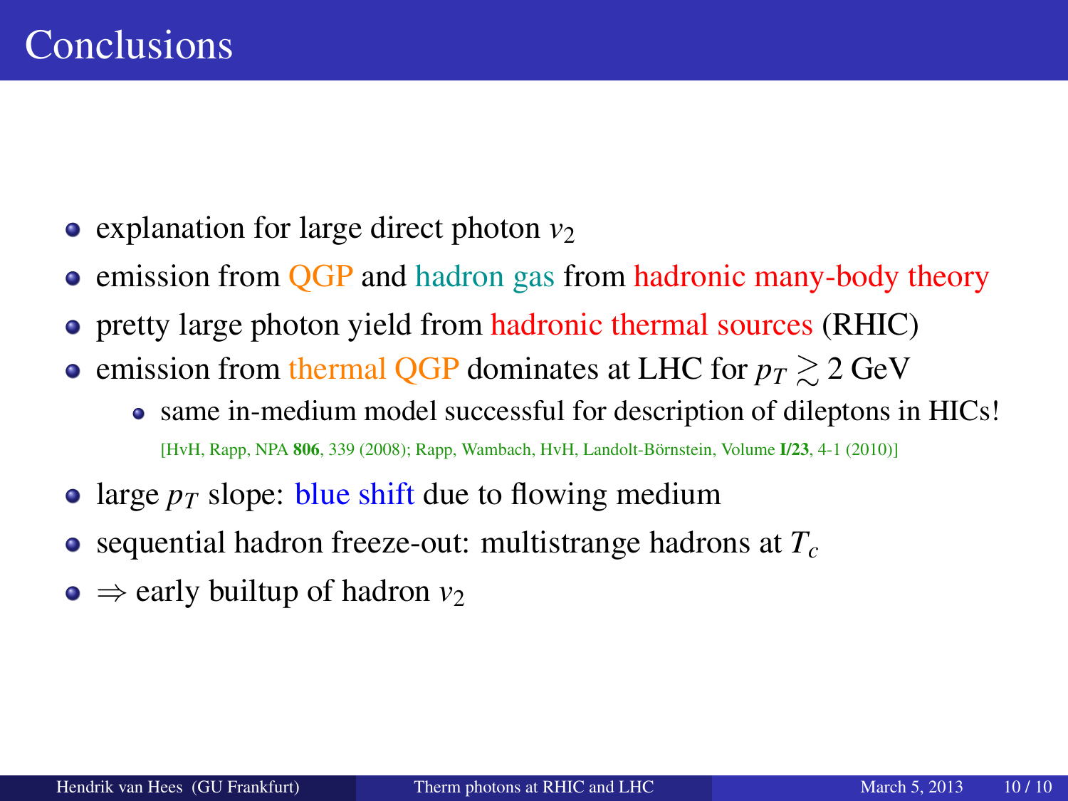# Conclusions

- explanation for large direct photon $v_2$
- emission from QGP and hadron gas from hadronic many-body theory
- pretty large photon yield from hadronic thermal sources (RHIC)
- emission from thermal QGP dominates at LHC for $p_T \gtrsim 2$ GeV
  - same in-medium model successful for description of dileptons in HICs!

    [HvH, Rapp, NPA **806**, 339 (2008); Rapp, Wambach, HvH, Landolt-Börnstein, Volume **I/23**, 4-1 (2010)]
- large $p_T$ slope: blue shift due to flowing medium
- sequential hadron freeze-out: multistrange hadrons at $T_c$
- $\Rightarrow$ early builtup of hadron $v_2$